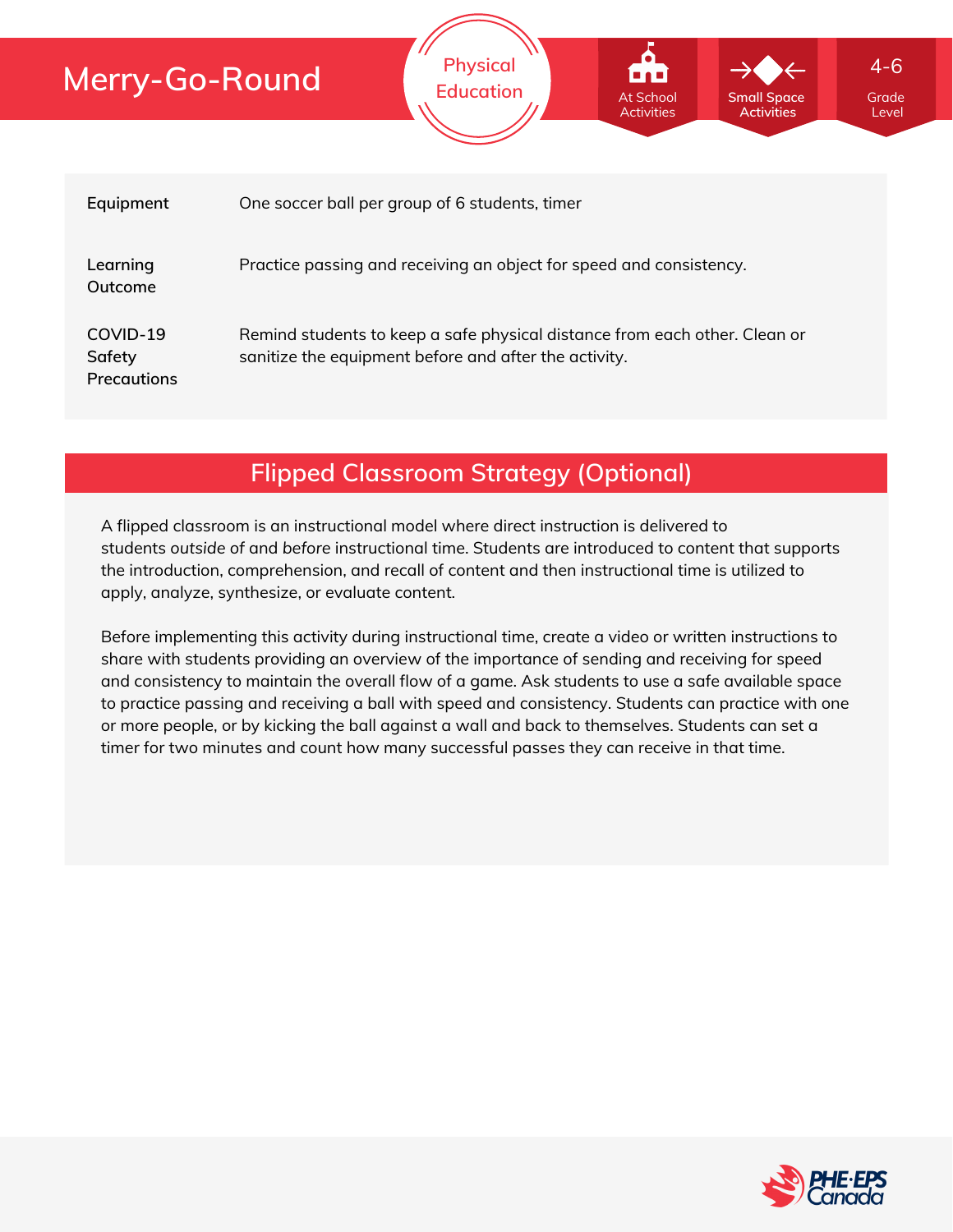# Merry-Go-Round

Physical Education

At School Activities | Small Space Activities | 4-6 Grade Level

| | |
|---|---|
| **Equipment** | One soccer ball per group of 6 students, timer |
| **Learning Outcome** | Practice passing and receiving an object for speed and consistency. |
| **COVID-19 Safety Precautions** | Remind students to keep a safe physical distance from each other. Clean or sanitize the equipment before and after the activity. |

## Flipped Classroom Strategy (Optional)

A flipped classroom is an instructional model where direct instruction is delivered to students *outside* of and *before* instructional time. Students are introduced to content that supports the introduction, comprehension, and recall of content and then instructional time is utilized to apply, analyze, synthesize, or evaluate content.

Before implementing this activity during instructional time, create a video or written instructions to share with students providing an overview of the importance of sending and receiving for speed and consistency to maintain the overall flow of a game. Ask students to use a safe available space to practice passing and receiving a ball with speed and consistency. Students can practice with one or more people, or by kicking the ball against a wall and back to themselves. Students can set a timer for two minutes and count how many successful passes they can receive in that time.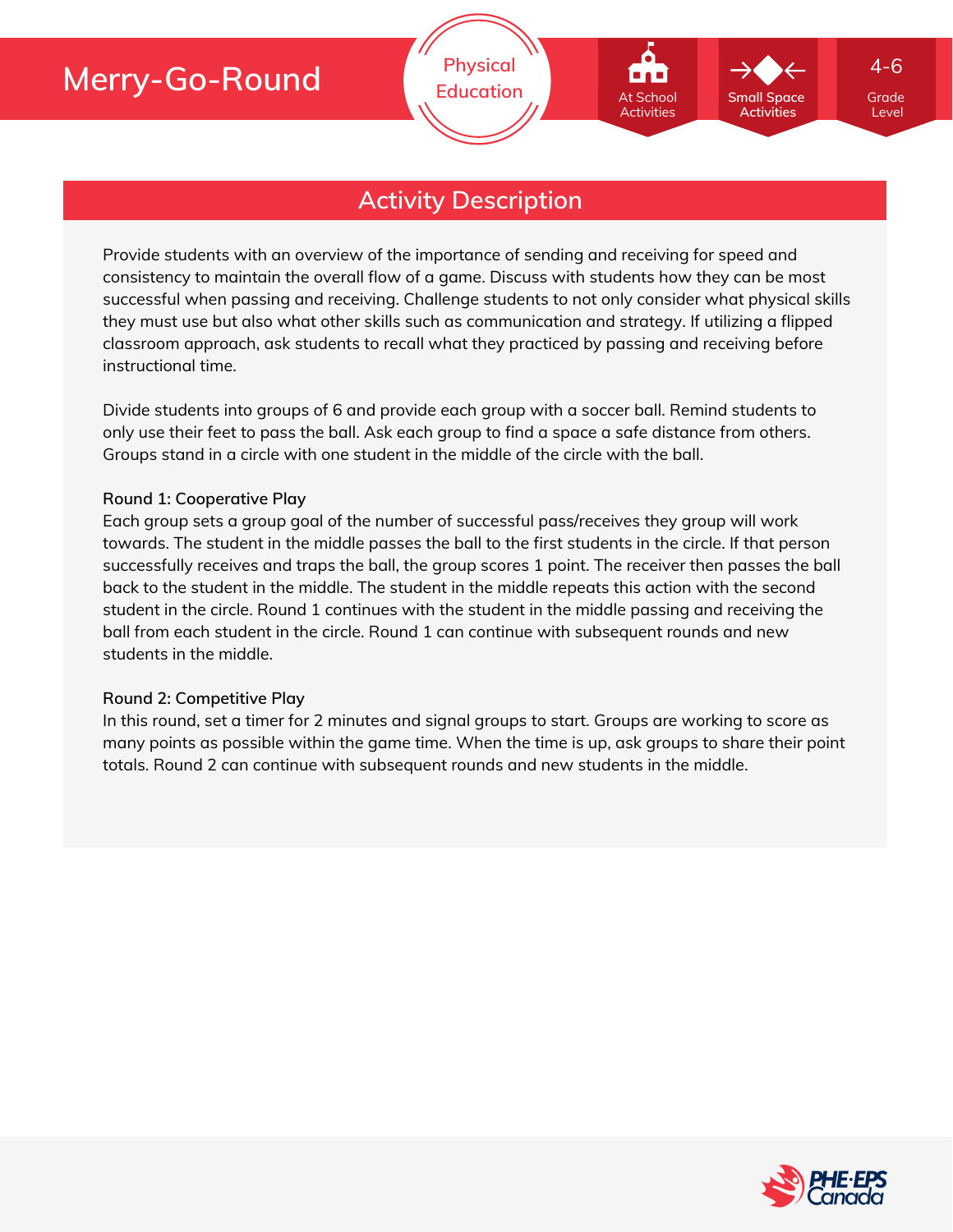# Merry-Go-Round

Physical Education

At School Activities

Small Space Activities

4-6 Grade Level

## Activity Description

Provide students with an overview of the importance of sending and receiving for speed and consistency to maintain the overall flow of a game. Discuss with students how they can be most successful when passing and receiving. Challenge students to not only consider what physical skills they must use but also what other skills such as communication and strategy. If utilizing a flipped classroom approach, ask students to recall what they practiced by passing and receiving before instructional time.

Divide students into groups of 6 and provide each group with a soccer ball. Remind students to only use their feet to pass the ball. Ask each group to find a space a safe distance from others. Groups stand in a circle with one student in the middle of the circle with the ball.

**Round 1: Cooperative Play**

Each group sets a group goal of the number of successful pass/receives they group will work towards. The student in the middle passes the ball to the first students in the circle. If that person successfully receives and traps the ball, the group scores 1 point. The receiver then passes the ball back to the student in the middle. The student in the middle repeats this action with the second student in the circle. Round 1 continues with the student in the middle passing and receiving the ball from each student in the circle. Round 1 can continue with subsequent rounds and new students in the middle.

**Round 2: Competitive Play**

In this round, set a timer for 2 minutes and signal groups to start. Groups are working to score as many points as possible within the game time. When the time is up, ask groups to share their point totals. Round 2 can continue with subsequent rounds and new students in the middle.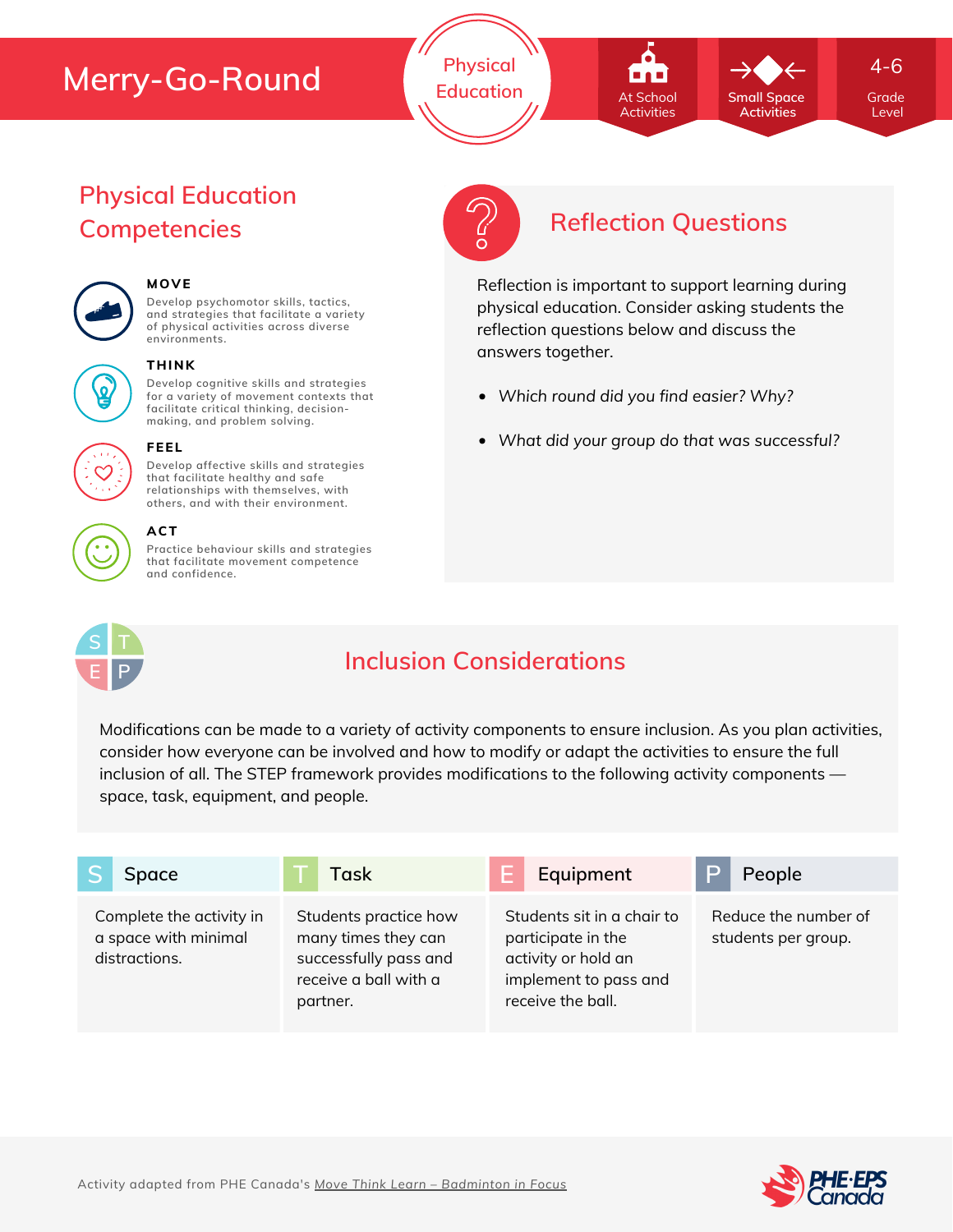# Merry-Go-Round

Physical Education

At School Activities | Small Space Activities | 4-6 Grade Level

## Physical Education Competencies

**MOVE**
Develop psychomotor skills, tactics, and strategies that facilitate a variety of physical activities across diverse environments.

**THINK**
Develop cognitive skills and strategies for a variety of movement contexts that facilitate critical thinking, decision-making, and problem solving.

**FEEL**
Develop affective skills and strategies that facilitate healthy and safe relationships with themselves, with others, and with their environment.

**ACT**
Practice behaviour skills and strategies that facilitate movement competence and confidence.

## Reflection Questions

Reflection is important to support learning during physical education. Consider asking students the reflection questions below and discuss the answers together.

- *Which round did you find easier? Why?*
- *What did your group do that was successful?*

## Inclusion Considerations

Modifications can be made to a variety of activity components to ensure inclusion. As you plan activities, consider how everyone can be involved and how to modify or adapt the activities to ensure the full inclusion of all. The STEP framework provides modifications to the following activity components — space, task, equipment, and people.

| S Space | T Task | E Equipment | P People |
|---|---|---|---|
| Complete the activity in a space with minimal distractions. | Students practice how many times they can successfully pass and receive a ball with a partner. | Students sit in a chair to participate in the activity or hold an implement to pass and receive the ball. | Reduce the number of students per group. |

Activity adapted from PHE Canada's Move Think Learn – Badminton in Focus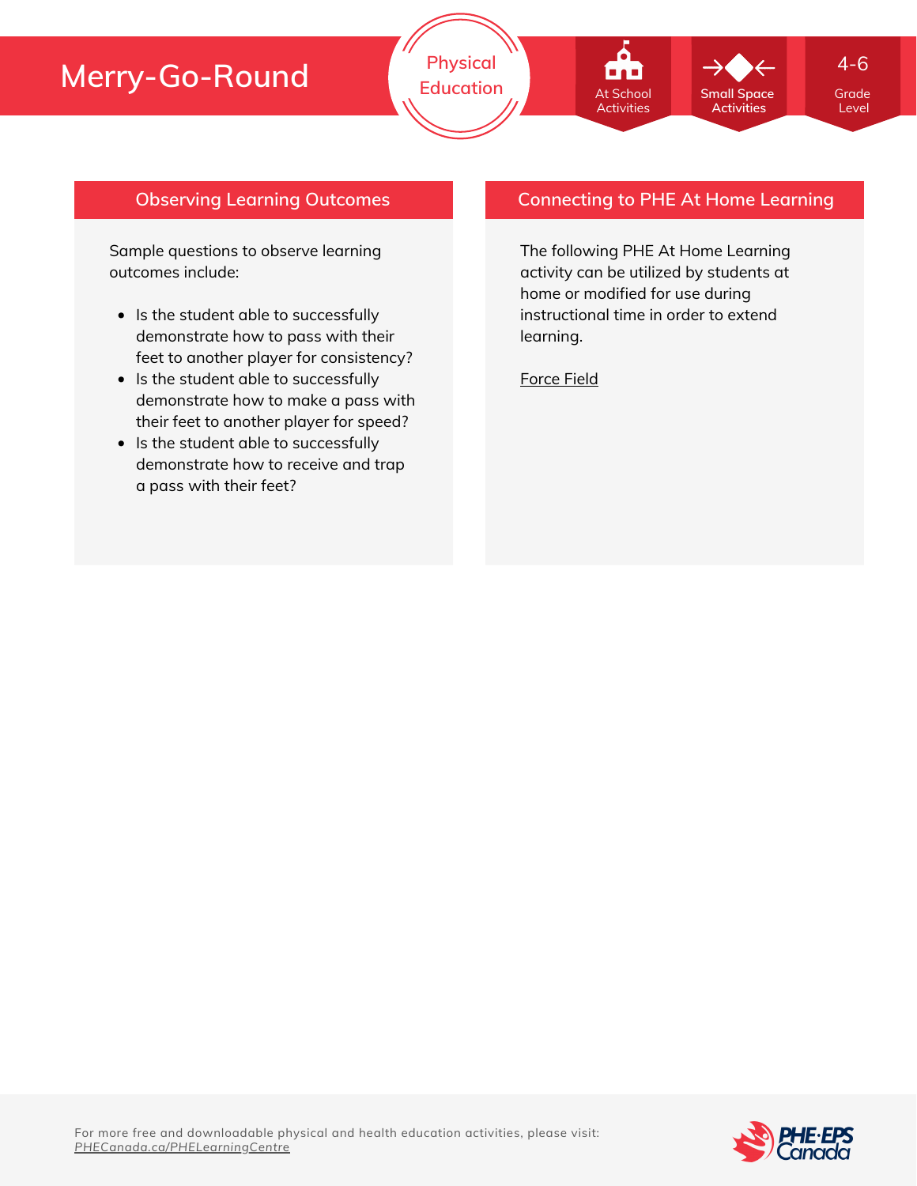# Merry-Go-Round

Physical Education

At School Activities

Small Space Activities

4-6 Grade Level

## Observing Learning Outcomes

Sample questions to observe learning outcomes include:

- Is the student able to successfully demonstrate how to pass with their feet to another player for consistency?
- Is the student able to successfully demonstrate how to make a pass with their feet to another player for speed?
- Is the student able to successfully demonstrate how to receive and trap a pass with their feet?

## Connecting to PHE At Home Learning

The following PHE At Home Learning activity can be utilized by students at home or modified for use during instructional time in order to extend learning.

Force Field

For more free and downloadable physical and health education activities, please visit: PHECanada.ca/PHELearningCentre